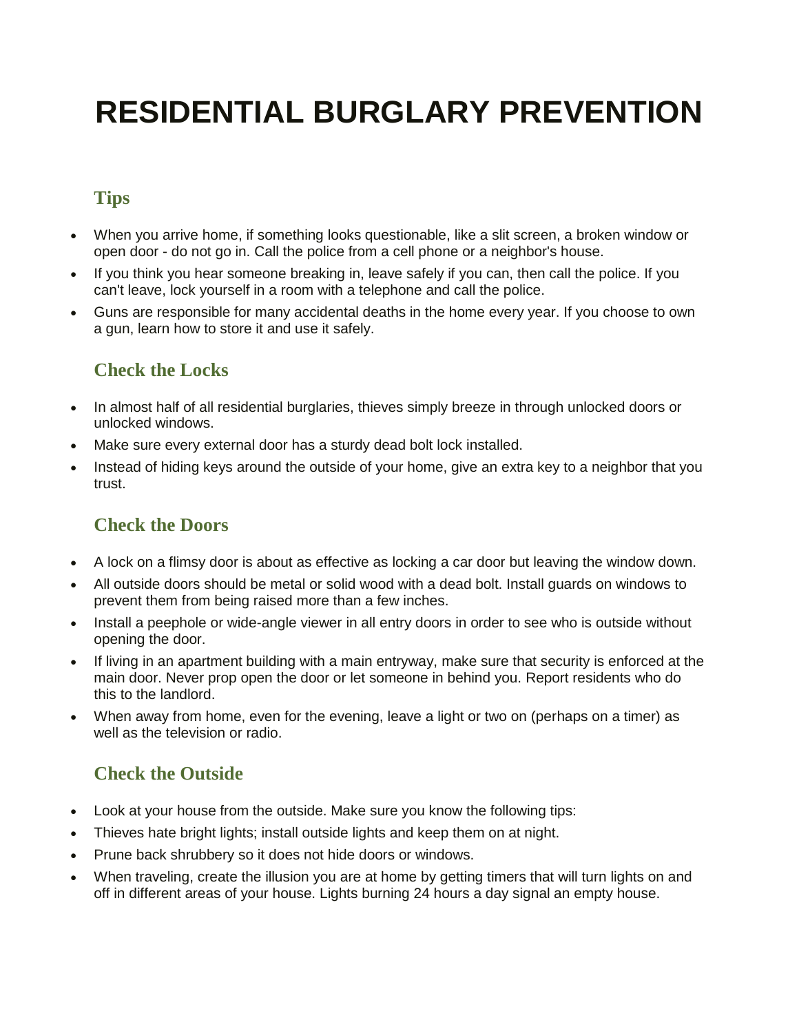# RESIDENTIAL BURGLARY PREVENTION

## Tips

- When you arrive home, if something looks questionable, like a slit screen, a broken window or open door - do not go in. Call the police from a cell phone or a neighbor's house.
- If you think you hear someone breaking in, leave safely if you can, then call the police. If you can't leave, lock yourself in a room with a telephone and call the police.
- Guns are responsible for many accidental deaths in the home every year. If you choose to own a gun, learn how to store it and use it safely.

## Check the Locks

- In almost half of all residential burglaries, thieves simply breeze in through unlocked doors or unlocked windows.
- Make sure every external door has a sturdy dead bolt lock installed.
- Instead of hiding keys around the outside of your home, give an extra key to a neighbor that you trust.

## Check the Doors

- A lock on a flimsy door is about as effective as locking a car door but leaving the window down.
- All outside doors should be metal or solid wood with a dead bolt. Install guards on windows to prevent them from being raised more than a few inches.
- Install a peephole or wide-angle viewer in all entry doors in order to see who is outside without opening the door.
- If living in an apartment building with a main entryway, make sure that security is enforced at the main door. Never prop open the door or let someone in behind you. Report residents who do this to the landlord.
- When away from home, even for the evening, leave a light or two on (perhaps on a timer) as well as the television or radio.

## Check the Outside

- Look at your house from the outside. Make sure you know the following tips:
- Thieves hate bright lights; install outside lights and keep them on at night.
- Prune back shrubbery so it does not hide doors or windows.
- When traveling, create the illusion you are at home by getting timers that will turn lights on and off in different areas of your house. Lights burning 24 hours a day signal an empty house.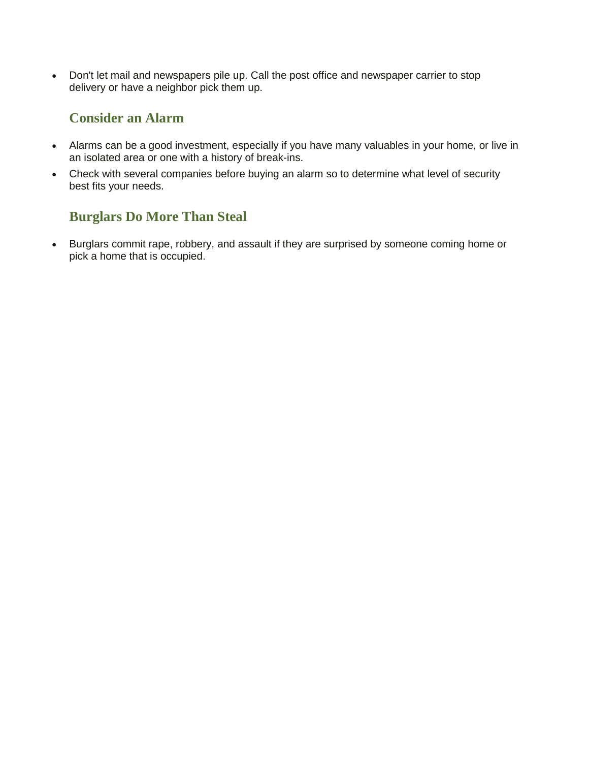- Don't let mail and newspapers pile up. Call the post office and newspaper carrier to stop delivery or have a neighbor pick them up.

## Consider an Alarm

- Alarms can be a good investment, especially if you have many valuables in your home, or live in an isolated area or one with a history of break-ins.
- Check with several companies before buying an alarm so to determine what level of security best fits your needs.

## Burglars Do More Than Steal

- Burglars commit rape, robbery, and assault if they are surprised by someone coming home or pick a home that is occupied.